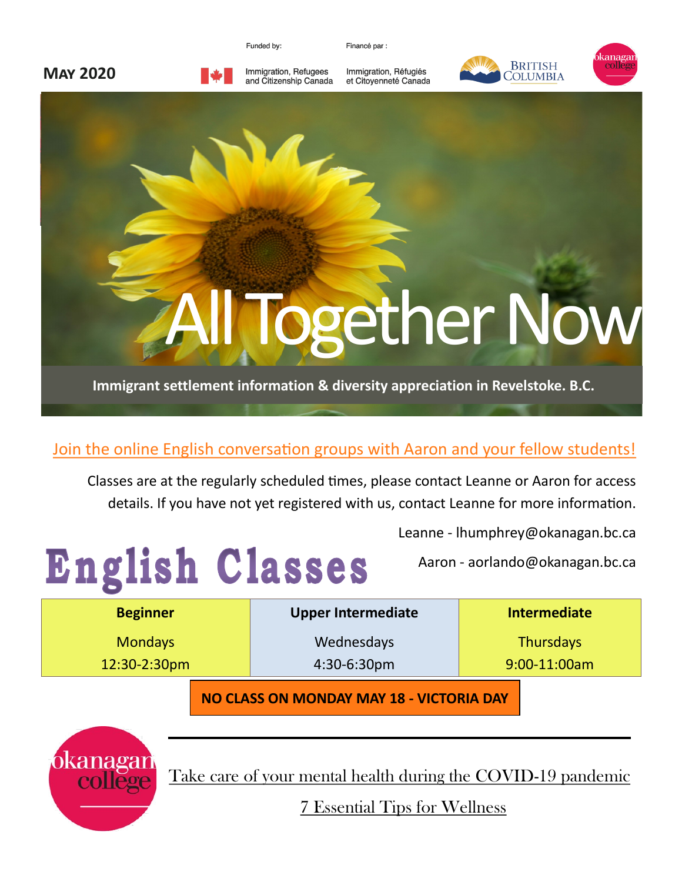**MAY 2020**

Funded by: Immigration, Refugees and Citizenship Canada

Financé par : Immigration, Réfugiés et Citoyenneté Canada

British Columbia

okanagan college

# All Together Now

**Immigrant settlement information & diversity appreciation in Revelstoke. B.C.**

Join the online English conversation groups with Aaron and your fellow students!

Classes are at the regularly scheduled times, please contact Leanne or Aaron for access details. If you have not yet registered with us, contact Leanne for more information.

Leanne - lhumphrey@okanagan.bc.ca

Aaron - aorlando@okanagan.bc.ca

## English Classes

| Beginner | Upper Intermediate | Intermediate |
|---|---|---|
| Mondays<br>12:30-2:30pm | Wednesdays<br>4:30-6:30pm | Thursdays<br>9:00-11:00am |

**NO CLASS ON MONDAY MAY 18 - VICTORIA DAY**

okanagan college

Take care of your mental health during the COVID-19 pandemic

7 Essential Tips for Wellness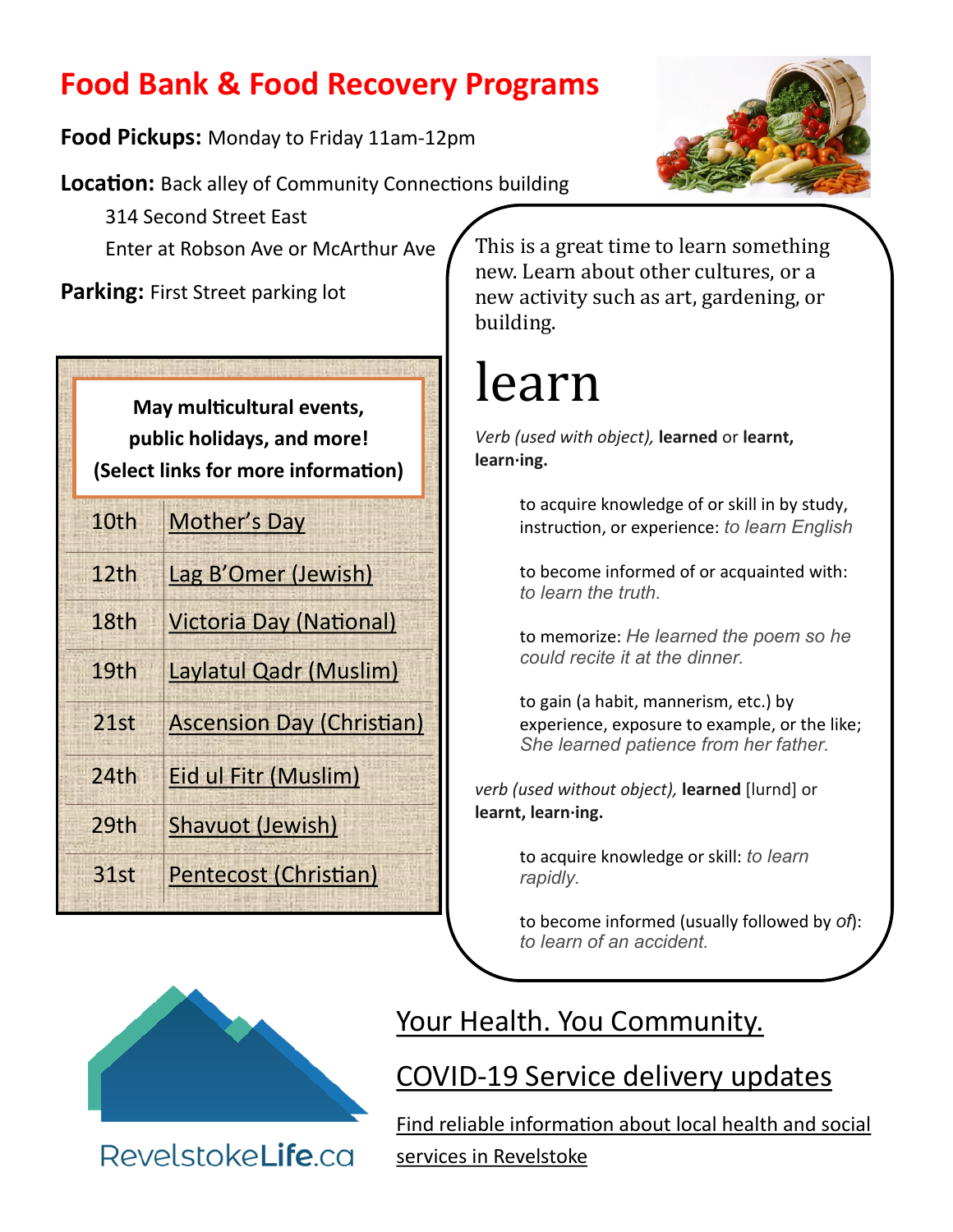# Food Bank & Food Recovery Programs

**Food Pickups:** Monday to Friday 11am-12pm

**Location:** Back alley of Community Connections building

314 Second Street East

Enter at Robson Ave or McArthur Ave

**Parking:** First Street parking lot

**May multicultural events, public holidays, and more! (Select links for more information)**

| | |
|---|---|
| 10th | Mother's Day |
| 12th | Lag B'Omer (Jewish) |
| 18th | Victoria Day (National) |
| 19th | Laylatul Qadr (Muslim) |
| 21st | Ascension Day (Christian) |
| 24th | Eid ul Fitr (Muslim) |
| 29th | Shavuot (Jewish) |
| 31st | Pentecost (Christian) |

This is a great time to learn something new. Learn about other cultures, or a new activity such as art, gardening, or building.

# learn

*Verb (used with object),* **learned** or **learnt, learn·ing.**

> to acquire knowledge of or skill in by study, instruction, or experience: *to learn English*
>
> to become informed of or acquainted with: *to learn the truth.*
>
> to memorize: *He learned the poem so he could recite it at the dinner.*
>
> to gain (a habit, mannerism, etc.) by experience, exposure to example, or the like; *She learned patience from her father.*

*verb (used without object),* **learned** [lurnd] or **learnt, learn·ing.**

> to acquire knowledge or skill: *to learn rapidly.*
>
> to become informed (usually followed by *of*): *to learn of an accident.*

RevelstokeLife.ca

Your Health. You Community.

COVID-19 Service delivery updates

Find reliable information about local health and social services in Revelstoke